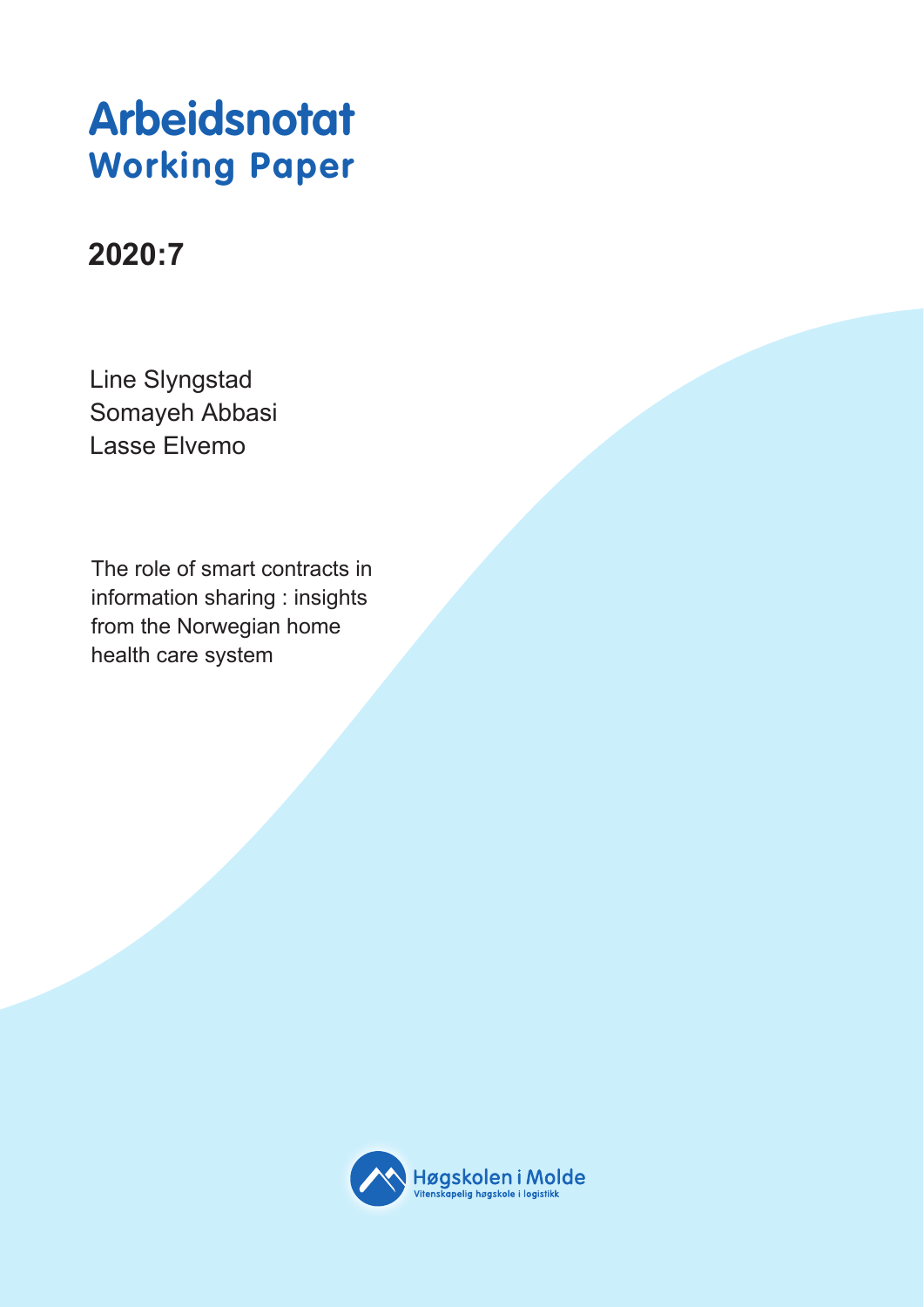# Arbeidsnotat
## Working Paper

**2020:7**

Line Slyngstad
Somayeh Abbasi
Lasse Elvemo

The role of smart contracts in information sharing : insights from the Norwegian home health care system

Høgskolen i Molde
Vitenskapelig høgskole i logistikk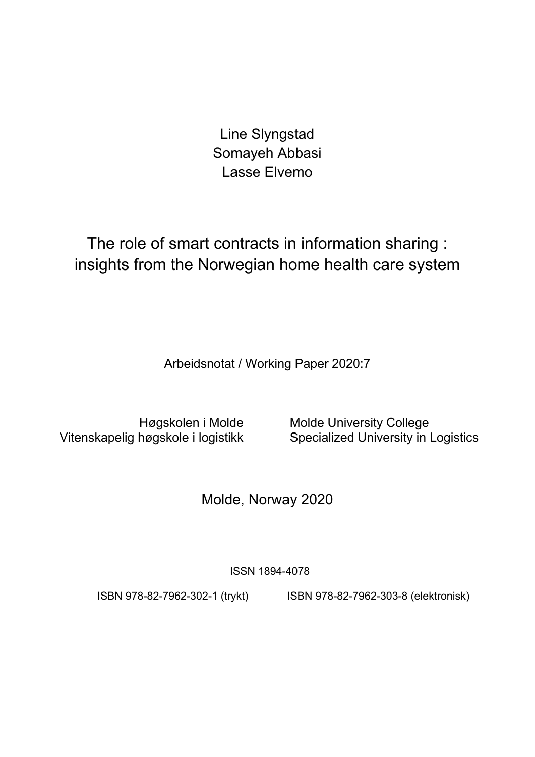Line Slyngstad
Somayeh Abbasi
Lasse Elvemo

# The role of smart contracts in information sharing : insights from the Norwegian home health care system

Arbeidsnotat / Working Paper 2020:7

Høgskolen i Molde
Vitenskapelig høgskole i logistikk

Molde University College
Specialized University in Logistics

Molde, Norway 2020

ISSN 1894-4078

ISBN 978-82-7962-302-1 (trykt)

ISBN 978-82-7962-303-8 (elektronisk)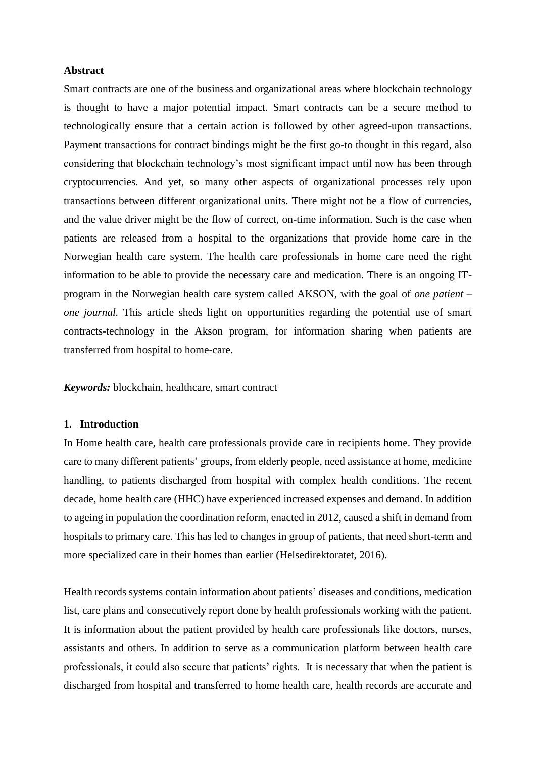**Abstract**

Smart contracts are one of the business and organizational areas where blockchain technology is thought to have a major potential impact. Smart contracts can be a secure method to technologically ensure that a certain action is followed by other agreed-upon transactions. Payment transactions for contract bindings might be the first go-to thought in this regard, also considering that blockchain technology's most significant impact until now has been through cryptocurrencies. And yet, so many other aspects of organizational processes rely upon transactions between different organizational units. There might not be a flow of currencies, and the value driver might be the flow of correct, on-time information. Such is the case when patients are released from a hospital to the organizations that provide home care in the Norwegian health care system. The health care professionals in home care need the right information to be able to provide the necessary care and medication. There is an ongoing IT-program in the Norwegian health care system called AKSON, with the goal of *one patient – one journal.* This article sheds light on opportunities regarding the potential use of smart contracts-technology in the Akson program, for information sharing when patients are transferred from hospital to home-care.

***Keywords:*** blockchain, healthcare, smart contract

## 1. Introduction

In Home health care, health care professionals provide care in recipients home. They provide care to many different patients' groups, from elderly people, need assistance at home, medicine handling, to patients discharged from hospital with complex health conditions. The recent decade, home health care (HHC) have experienced increased expenses and demand. In addition to ageing in population the coordination reform, enacted in 2012, caused a shift in demand from hospitals to primary care. This has led to changes in group of patients, that need short-term and more specialized care in their homes than earlier (Helsedirektoratet, 2016).

Health records systems contain information about patients' diseases and conditions, medication list, care plans and consecutively report done by health professionals working with the patient. It is information about the patient provided by health care professionals like doctors, nurses, assistants and others. In addition to serve as a communication platform between health care professionals, it could also secure that patients' rights. It is necessary that when the patient is discharged from hospital and transferred to home health care, health records are accurate and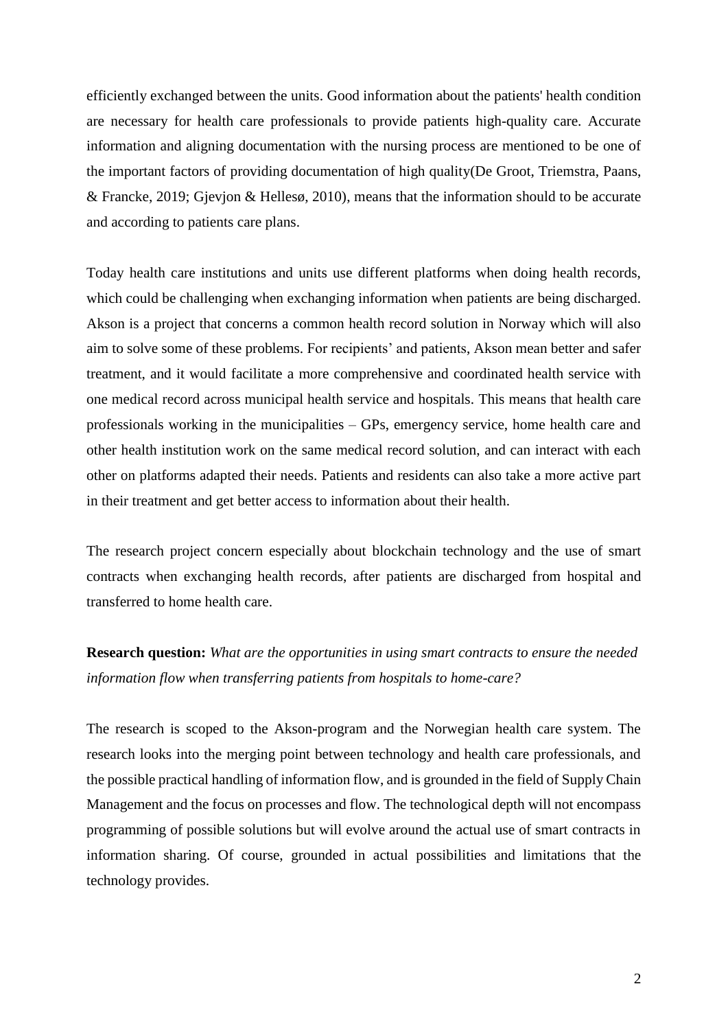efficiently exchanged between the units. Good information about the patients' health condition are necessary for health care professionals to provide patients high-quality care. Accurate information and aligning documentation with the nursing process are mentioned to be one of the important factors of providing documentation of high quality(De Groot, Triemstra, Paans, & Francke, 2019; Gjevjon & Hellesø, 2010), means that the information should to be accurate and according to patients care plans.

Today health care institutions and units use different platforms when doing health records, which could be challenging when exchanging information when patients are being discharged. Akson is a project that concerns a common health record solution in Norway which will also aim to solve some of these problems. For recipients' and patients, Akson mean better and safer treatment, and it would facilitate a more comprehensive and coordinated health service with one medical record across municipal health service and hospitals. This means that health care professionals working in the municipalities – GPs, emergency service, home health care and other health institution work on the same medical record solution, and can interact with each other on platforms adapted their needs. Patients and residents can also take a more active part in their treatment and get better access to information about their health.

The research project concern especially about blockchain technology and the use of smart contracts when exchanging health records, after patients are discharged from hospital and transferred to home health care.

**Research question:** *What are the opportunities in using smart contracts to ensure the needed information flow when transferring patients from hospitals to home-care?*

The research is scoped to the Akson-program and the Norwegian health care system. The research looks into the merging point between technology and health care professionals, and the possible practical handling of information flow, and is grounded in the field of Supply Chain Management and the focus on processes and flow. The technological depth will not encompass programming of possible solutions but will evolve around the actual use of smart contracts in information sharing. Of course, grounded in actual possibilities and limitations that the technology provides.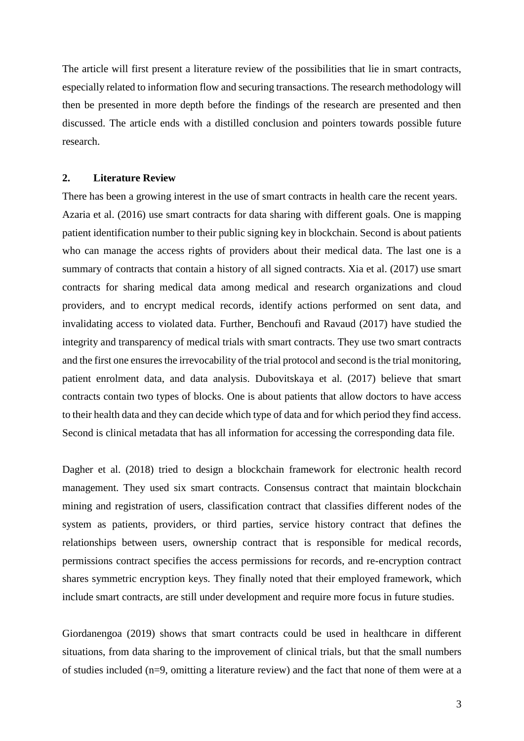The article will first present a literature review of the possibilities that lie in smart contracts, especially related to information flow and securing transactions. The research methodology will then be presented in more depth before the findings of the research are presented and then discussed. The article ends with a distilled conclusion and pointers towards possible future research.

## 2. Literature Review

There has been a growing interest in the use of smart contracts in health care the recent years. Azaria et al. (2016) use smart contracts for data sharing with different goals. One is mapping patient identification number to their public signing key in blockchain. Second is about patients who can manage the access rights of providers about their medical data. The last one is a summary of contracts that contain a history of all signed contracts. Xia et al. (2017) use smart contracts for sharing medical data among medical and research organizations and cloud providers, and to encrypt medical records, identify actions performed on sent data, and invalidating access to violated data. Further, Benchoufi and Ravaud (2017) have studied the integrity and transparency of medical trials with smart contracts. They use two smart contracts and the first one ensures the irrevocability of the trial protocol and second is the trial monitoring, patient enrolment data, and data analysis. Dubovitskaya et al. (2017) believe that smart contracts contain two types of blocks. One is about patients that allow doctors to have access to their health data and they can decide which type of data and for which period they find access. Second is clinical metadata that has all information for accessing the corresponding data file.

Dagher et al. (2018) tried to design a blockchain framework for electronic health record management. They used six smart contracts. Consensus contract that maintain blockchain mining and registration of users, classification contract that classifies different nodes of the system as patients, providers, or third parties, service history contract that defines the relationships between users, ownership contract that is responsible for medical records, permissions contract specifies the access permissions for records, and re-encryption contract shares symmetric encryption keys. They finally noted that their employed framework, which include smart contracts, are still under development and require more focus in future studies.

Giordanengoa (2019) shows that smart contracts could be used in healthcare in different situations, from data sharing to the improvement of clinical trials, but that the small numbers of studies included (n=9, omitting a literature review) and the fact that none of them were at a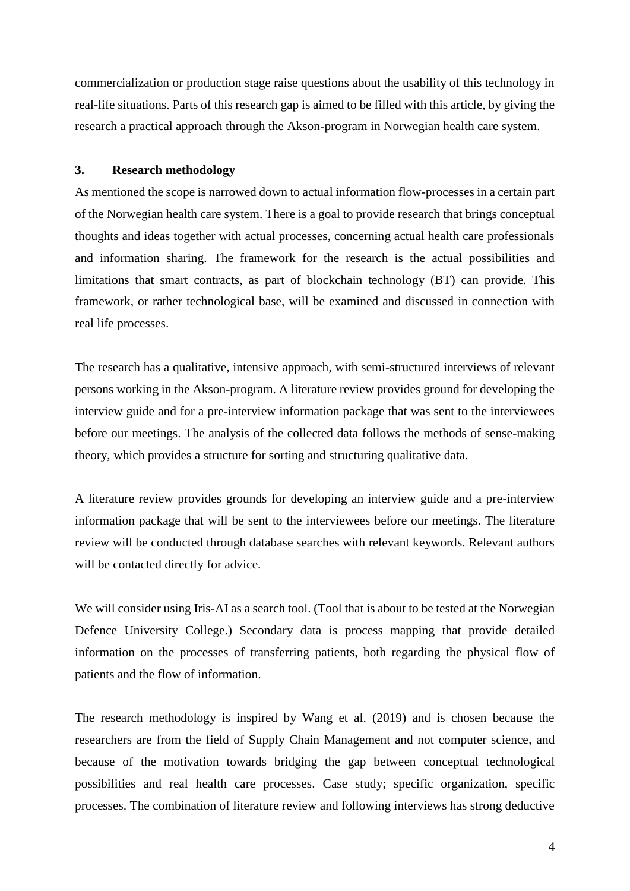commercialization or production stage raise questions about the usability of this technology in real-life situations. Parts of this research gap is aimed to be filled with this article, by giving the research a practical approach through the Akson-program in Norwegian health care system.

## 3. Research methodology

As mentioned the scope is narrowed down to actual information flow-processes in a certain part of the Norwegian health care system. There is a goal to provide research that brings conceptual thoughts and ideas together with actual processes, concerning actual health care professionals and information sharing. The framework for the research is the actual possibilities and limitations that smart contracts, as part of blockchain technology (BT) can provide. This framework, or rather technological base, will be examined and discussed in connection with real life processes.

The research has a qualitative, intensive approach, with semi-structured interviews of relevant persons working in the Akson-program. A literature review provides ground for developing the interview guide and for a pre-interview information package that was sent to the interviewees before our meetings. The analysis of the collected data follows the methods of sense-making theory, which provides a structure for sorting and structuring qualitative data.

A literature review provides grounds for developing an interview guide and a pre-interview information package that will be sent to the interviewees before our meetings. The literature review will be conducted through database searches with relevant keywords. Relevant authors will be contacted directly for advice.

We will consider using Iris-AI as a search tool. (Tool that is about to be tested at the Norwegian Defence University College.) Secondary data is process mapping that provide detailed information on the processes of transferring patients, both regarding the physical flow of patients and the flow of information.

The research methodology is inspired by Wang et al. (2019) and is chosen because the researchers are from the field of Supply Chain Management and not computer science, and because of the motivation towards bridging the gap between conceptual technological possibilities and real health care processes. Case study; specific organization, specific processes. The combination of literature review and following interviews has strong deductive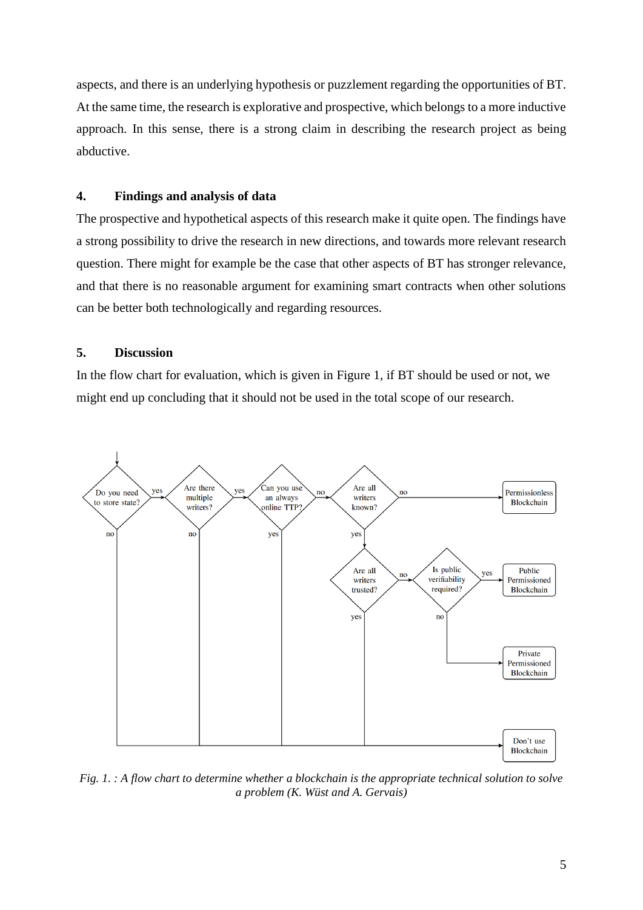aspects, and there is an underlying hypothesis or puzzlement regarding the opportunities of BT. At the same time, the research is explorative and prospective, which belongs to a more inductive approach. In this sense, there is a strong claim in describing the research project as being abductive.

## 4. Findings and analysis of data

The prospective and hypothetical aspects of this research make it quite open. The findings have a strong possibility to drive the research in new directions, and towards more relevant research question. There might for example be the case that other aspects of BT has stronger relevance, and that there is no reasonable argument for examining smart contracts when other solutions can be better both technologically and regarding resources.

## 5. Discussion

In the flow chart for evaluation, which is given in Figure 1, if BT should be used or not, we might end up concluding that it should not be used in the total scope of our research.

*Fig. 1. : A flow chart to determine whether a blockchain is the appropriate technical solution to solve a problem (K. Wüst and A. Gervais)*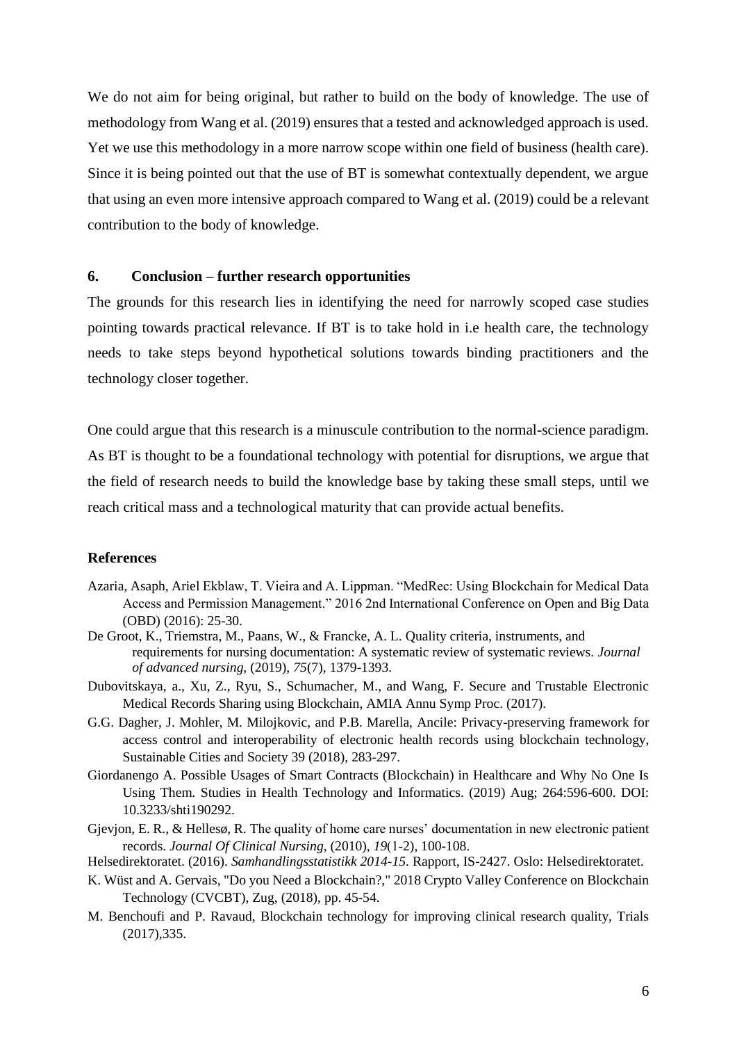We do not aim for being original, but rather to build on the body of knowledge. The use of methodology from Wang et al. (2019) ensures that a tested and acknowledged approach is used. Yet we use this methodology in a more narrow scope within one field of business (health care). Since it is being pointed out that the use of BT is somewhat contextually dependent, we argue that using an even more intensive approach compared to Wang et al. (2019) could be a relevant contribution to the body of knowledge.

## 6. Conclusion – further research opportunities

The grounds for this research lies in identifying the need for narrowly scoped case studies pointing towards practical relevance. If BT is to take hold in i.e health care, the technology needs to take steps beyond hypothetical solutions towards binding practitioners and the technology closer together.

One could argue that this research is a minuscule contribution to the normal-science paradigm. As BT is thought to be a foundational technology with potential for disruptions, we argue that the field of research needs to build the knowledge base by taking these small steps, until we reach critical mass and a technological maturity that can provide actual benefits.

## References

Azaria, Asaph, Ariel Ekblaw, T. Vieira and A. Lippman. "MedRec: Using Blockchain for Medical Data Access and Permission Management." 2016 2nd International Conference on Open and Big Data (OBD) (2016): 25-30.

De Groot, K., Triemstra, M., Paans, W., & Francke, A. L. Quality criteria, instruments, and requirements for nursing documentation: A systematic review of systematic reviews. *Journal of advanced nursing*, (2019), *75*(7), 1379-1393.

Dubovitskaya, a., Xu, Z., Ryu, S., Schumacher, M., and Wang, F. Secure and Trustable Electronic Medical Records Sharing using Blockchain, AMIA Annu Symp Proc. (2017).

G.G. Dagher, J. Mohler, M. Milojkovic, and P.B. Marella, Ancile: Privacy-preserving framework for access control and interoperability of electronic health records using blockchain technology, Sustainable Cities and Society 39 (2018), 283-297.

Giordanengo A. Possible Usages of Smart Contracts (Blockchain) in Healthcare and Why No One Is Using Them. Studies in Health Technology and Informatics. (2019) Aug; 264:596-600. DOI: 10.3233/shti190292.

Gjevjon, E. R., & Hellesø, R. The quality of home care nurses' documentation in new electronic patient records. *Journal Of Clinical Nursing*, (2010), *19*(1-2), 100-108.

Helsedirektoratet. (2016). *Samhandlingsstatistikk 2014-15*. Rapport, IS-2427. Oslo: Helsedirektoratet.

K. Wüst and A. Gervais, "Do you Need a Blockchain?," 2018 Crypto Valley Conference on Blockchain Technology (CVCBT), Zug, (2018), pp. 45-54.

M. Benchoufi and P. Ravaud, Blockchain technology for improving clinical research quality, Trials (2017),335.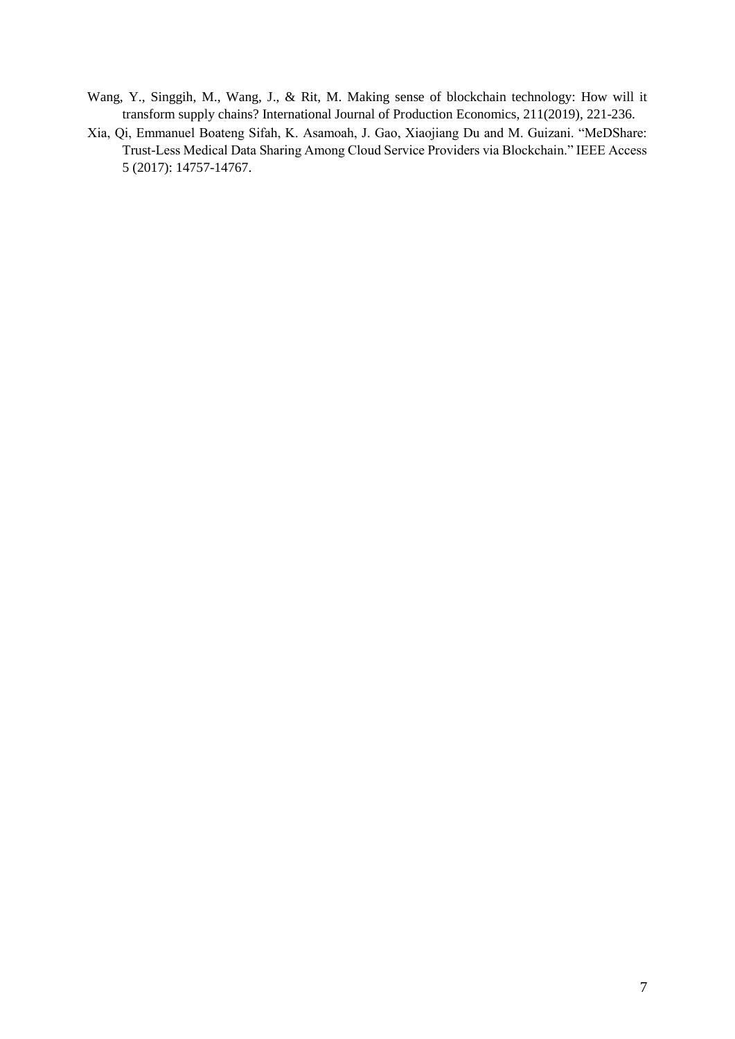Wang, Y., Singgih, M., Wang, J., & Rit, M. Making sense of blockchain technology: How will it transform supply chains? International Journal of Production Economics, 211(2019), 221-236.

Xia, Qi, Emmanuel Boateng Sifah, K. Asamoah, J. Gao, Xiaojiang Du and M. Guizani. "MeDShare: Trust-Less Medical Data Sharing Among Cloud Service Providers via Blockchain." IEEE Access 5 (2017): 14757-14767.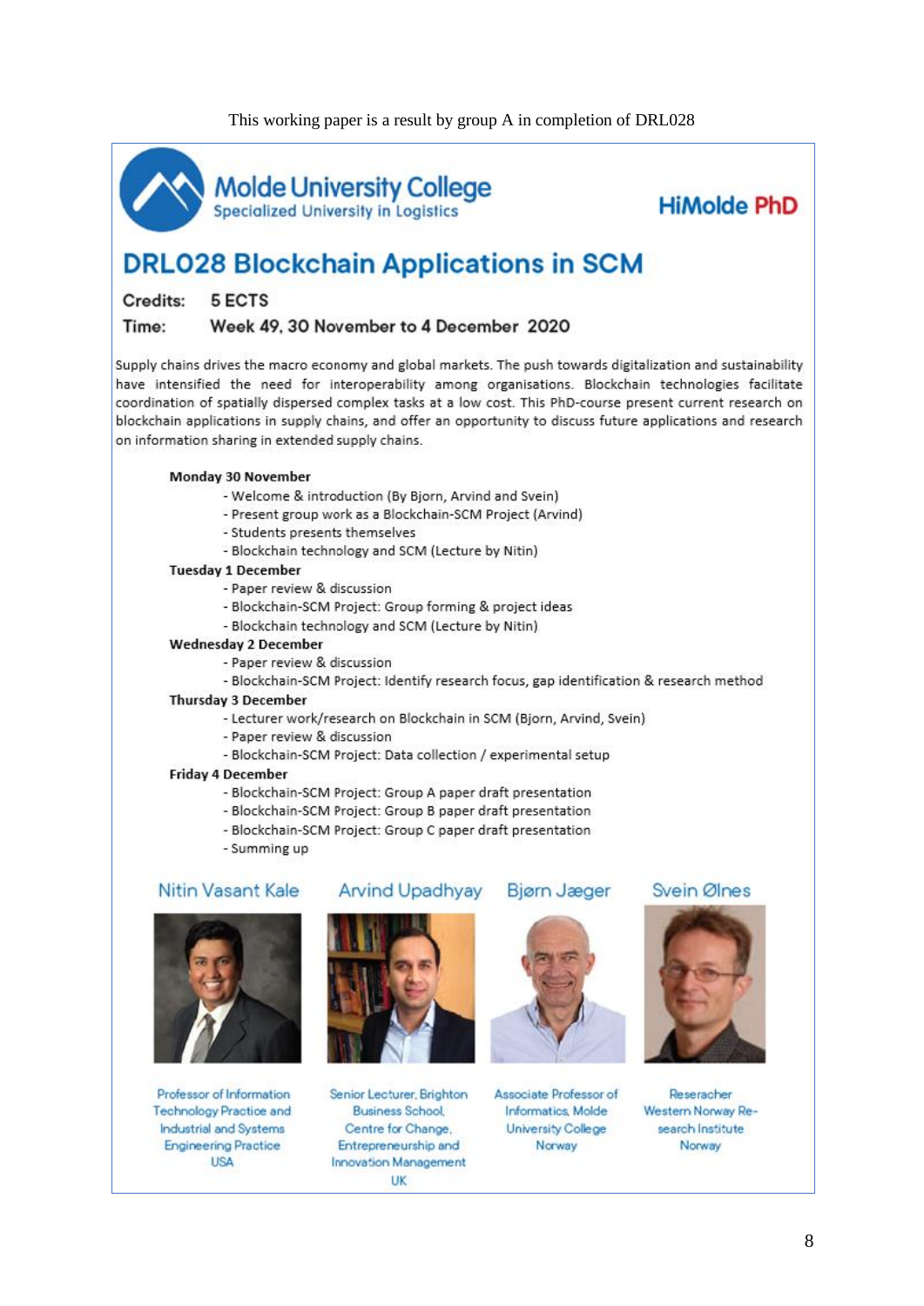This working paper is a result by group A in completion of DRL028

Molde University College
Specialized University in Logistics

HiMolde PhD

# DRL028 Blockchain Applications in SCM

**Credits:** 5 ECTS

**Time:** Week 49, 30 November to 4 December 2020

Supply chains drives the macro economy and global markets. The push towards digitalization and sustainability have intensified the need for interoperability among organisations. Blockchain technologies facilitate coordination of spatially dispersed complex tasks at a low cost. This PhD-course present current research on blockchain applications in supply chains, and offer an opportunity to discuss future applications and research on information sharing in extended supply chains.

**Monday 30 November**
- Welcome & introduction (By Bjorn, Arvind and Svein)
- Present group work as a Blockchain-SCM Project (Arvind)
- Students presents themselves
- Blockchain technology and SCM (Lecture by Nitin)

**Tuesday 1 December**
- Paper review & discussion
- Blockchain-SCM Project: Group forming & project ideas
- Blockchain technology and SCM (Lecture by Nitin)

**Wednesday 2 December**
- Paper review & discussion
- Blockchain-SCM Project: Identify research focus, gap identification & research method

**Thursday 3 December**
- Lecturer work/research on Blockchain in SCM (Bjorn, Arvind, Svein)
- Paper review & discussion
- Blockchain-SCM Project: Data collection / experimental setup

**Friday 4 December**
- Blockchain-SCM Project: Group A paper draft presentation
- Blockchain-SCM Project: Group B paper draft presentation
- Blockchain-SCM Project: Group C paper draft presentation
- Summing up

**Nitin Vasant Kale**
Professor of Information Technology Practice and Industrial and Systems Engineering Practice
USA

**Arvind Upadhyay**
Senior Lecturer, Brighton Business School, Centre for Change, Entrepreneurship and Innovation Management
UK

**Bjørn Jæger**
Associate Professor of Informatics, Molde University College
Norway

**Svein Ølnes**
Reseracher
Western Norway Research Institute
Norway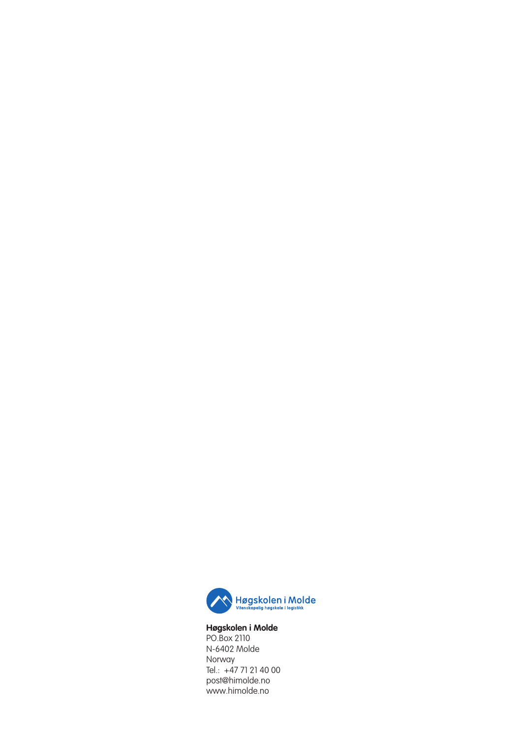Høgskolen i Molde
Vitenskapelig høgskole i logistikk

**Høgskolen i Molde**
PO.Box 2110
N-6402 Molde
Norway
Tel.: +47 71 21 40 00
post@himolde.no
www.himolde.no